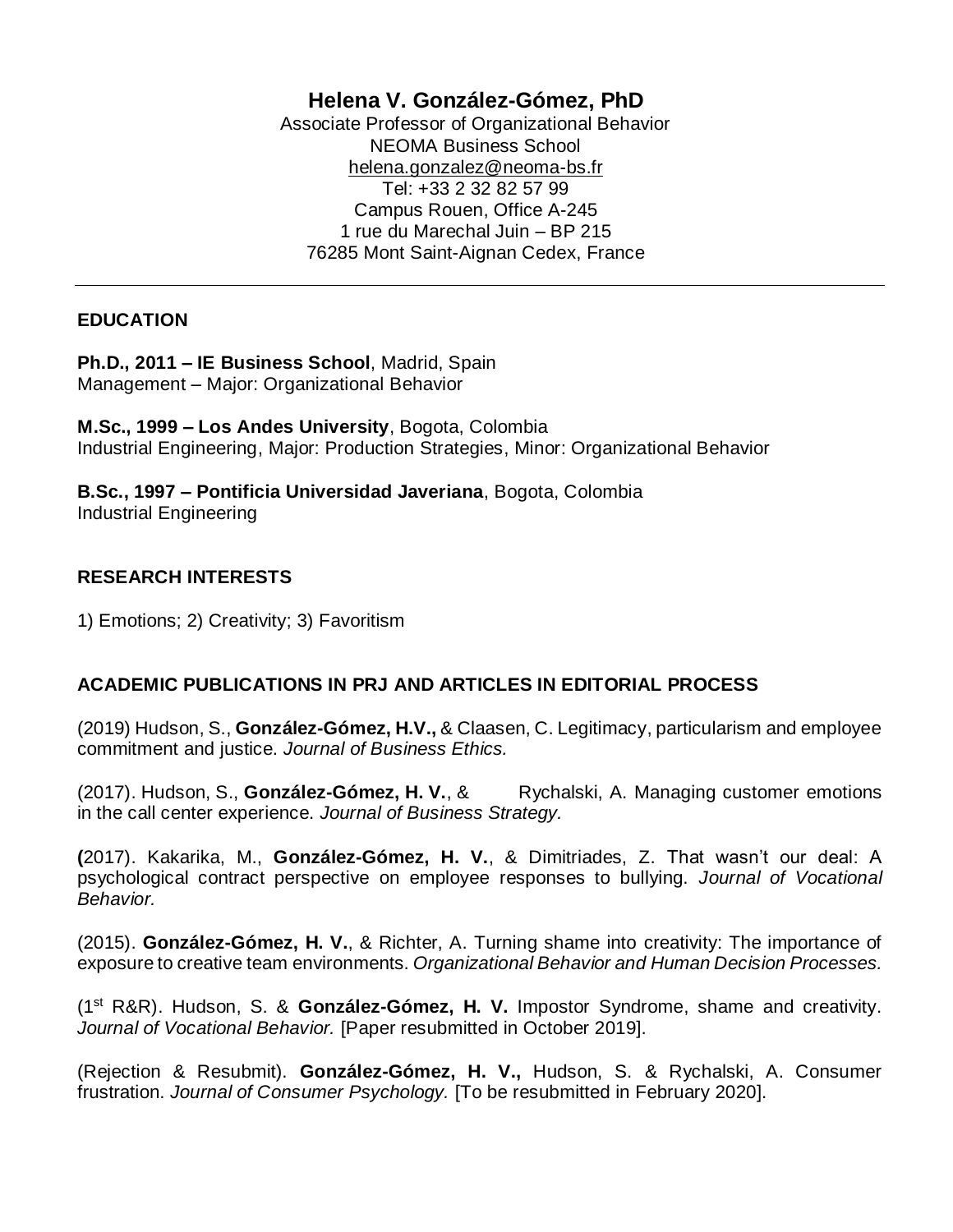# Helena V. González-Gómez, PhD

Associate Professor of Organizational Behavior
NEOMA Business School
helena.gonzalez@neoma-bs.fr
Tel: +33 2 32 82 57 99
Campus Rouen, Office A-245
1 rue du Marechal Juin – BP 215
76285 Mont Saint-Aignan Cedex, France

---

## EDUCATION

**Ph.D., 2011 – IE Business School**, Madrid, Spain
Management – Major: Organizational Behavior

**M.Sc., 1999 – Los Andes University**, Bogota, Colombia
Industrial Engineering, Major: Production Strategies, Minor: Organizational Behavior

**B.Sc., 1997 – Pontificia Universidad Javeriana**, Bogota, Colombia
Industrial Engineering

## RESEARCH INTERESTS

1) Emotions; 2) Creativity; 3) Favoritism

## ACADEMIC PUBLICATIONS IN PRJ AND ARTICLES IN EDITORIAL PROCESS

(2019) Hudson, S., **González-Gómez, H.V.,** & Claasen, C. Legitimacy, particularism and employee commitment and justice. *Journal of Business Ethics.*

(2017). Hudson, S., **González-Gómez, H. V.**, & Rychalski, A. Managing customer emotions in the call center experience. *Journal of Business Strategy.*

**(**2017). Kakarika, M., **González-Gómez, H. V.**, & Dimitriades, Z. That wasn't our deal: A psychological contract perspective on employee responses to bullying. *Journal of Vocational Behavior.*

(2015). **González-Gómez, H. V.**, & Richter, A. Turning shame into creativity: The importance of exposure to creative team environments. *Organizational Behavior and Human Decision Processes.*

(1st R&R). Hudson, S. & **González-Gómez, H. V.** Impostor Syndrome, shame and creativity. *Journal of Vocational Behavior.* [Paper resubmitted in October 2019].

(Rejection & Resubmit). **González-Gómez, H. V.,** Hudson, S. & Rychalski, A. Consumer frustration. *Journal of Consumer Psychology.* [To be resubmitted in February 2020].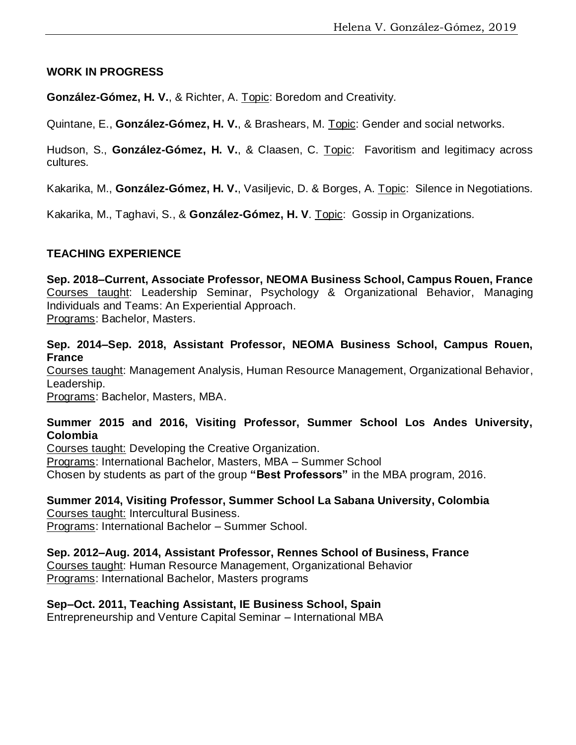## WORK IN PROGRESS

**González-Gómez, H. V.**, & Richter, A. Topic: Boredom and Creativity.

Quintane, E., **González-Gómez, H. V.**, & Brashears, M. Topic: Gender and social networks.

Hudson, S., **González-Gómez, H. V.**, & Claasen, C. Topic: Favoritism and legitimacy across cultures.

Kakarika, M., **González-Gómez, H. V.**, Vasiljevic, D. & Borges, A. Topic: Silence in Negotiations.

Kakarika, M., Taghavi, S., & **González-Gómez, H. V**. Topic: Gossip in Organizations.

## TEACHING EXPERIENCE

**Sep. 2018–Current, Associate Professor, NEOMA Business School, Campus Rouen, France**
Courses taught: Leadership Seminar, Psychology & Organizational Behavior, Managing Individuals and Teams: An Experiential Approach.
Programs: Bachelor, Masters.

**Sep. 2014–Sep. 2018, Assistant Professor, NEOMA Business School, Campus Rouen, France**
Courses taught: Management Analysis, Human Resource Management, Organizational Behavior, Leadership.
Programs: Bachelor, Masters, MBA.

**Summer 2015 and 2016, Visiting Professor, Summer School Los Andes University, Colombia**
Courses taught: Developing the Creative Organization.
Programs: International Bachelor, Masters, MBA – Summer School
Chosen by students as part of the group **"Best Professors"** in the MBA program, 2016.

**Summer 2014, Visiting Professor, Summer School La Sabana University, Colombia**
Courses taught: Intercultural Business.
Programs: International Bachelor – Summer School.

**Sep. 2012–Aug. 2014, Assistant Professor, Rennes School of Business, France**
Courses taught: Human Resource Management, Organizational Behavior
Programs: International Bachelor, Masters programs

**Sep–Oct. 2011, Teaching Assistant, IE Business School, Spain**
Entrepreneurship and Venture Capital Seminar – International MBA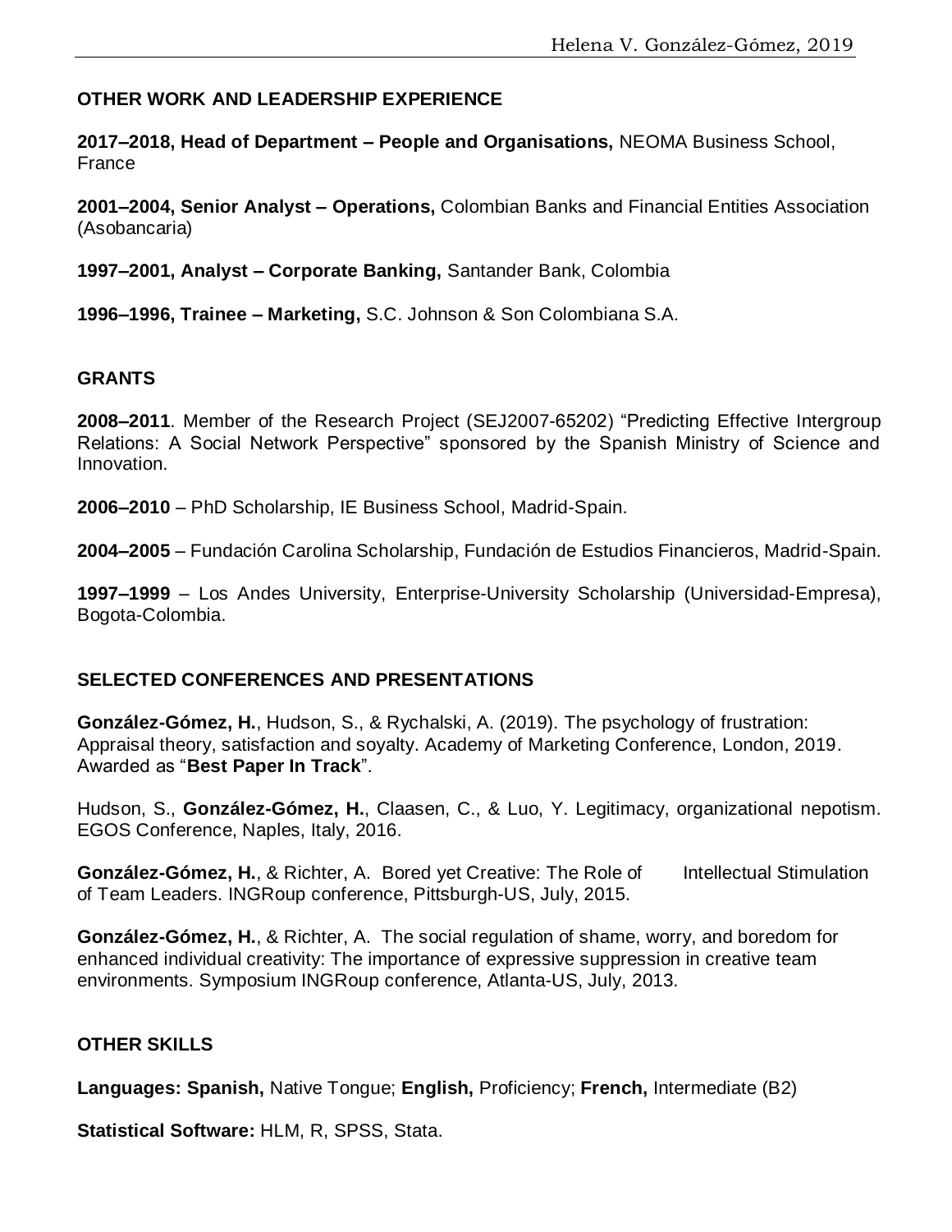## OTHER WORK AND LEADERSHIP EXPERIENCE

**2017–2018, Head of Department – People and Organisations,** NEOMA Business School, France

**2001–2004, Senior Analyst – Operations,** Colombian Banks and Financial Entities Association (Asobancaria)

**1997–2001, Analyst – Corporate Banking,** Santander Bank, Colombia

**1996–1996, Trainee – Marketing,** S.C. Johnson & Son Colombiana S.A.

## GRANTS

**2008–2011**. Member of the Research Project (SEJ2007-65202) "Predicting Effective Intergroup Relations: A Social Network Perspective" sponsored by the Spanish Ministry of Science and Innovation.

**2006–2010** – PhD Scholarship, IE Business School, Madrid-Spain.

**2004–2005** – Fundación Carolina Scholarship, Fundación de Estudios Financieros, Madrid-Spain.

**1997–1999** – Los Andes University, Enterprise-University Scholarship (Universidad-Empresa), Bogota-Colombia.

## SELECTED CONFERENCES AND PRESENTATIONS

**González-Gómez, H.**, Hudson, S., & Rychalski, A. (2019). The psychology of frustration: Appraisal theory, satisfaction and soyalty. Academy of Marketing Conference, London, 2019. Awarded as "**Best Paper In Track**".

Hudson, S., **González-Gómez, H.**, Claasen, C., & Luo, Y. Legitimacy, organizational nepotism. EGOS Conference, Naples, Italy, 2016.

**González-Gómez, H.**, & Richter, A. Bored yet Creative: The Role of Intellectual Stimulation of Team Leaders. INGRoup conference, Pittsburgh-US, July, 2015.

**González-Gómez, H.**, & Richter, A. The social regulation of shame, worry, and boredom for enhanced individual creativity: The importance of expressive suppression in creative team environments. Symposium INGRoup conference, Atlanta-US, July, 2013.

## OTHER SKILLS

**Languages: Spanish,** Native Tongue; **English,** Proficiency; **French,** Intermediate (B2)

**Statistical Software:** HLM, R, SPSS, Stata.